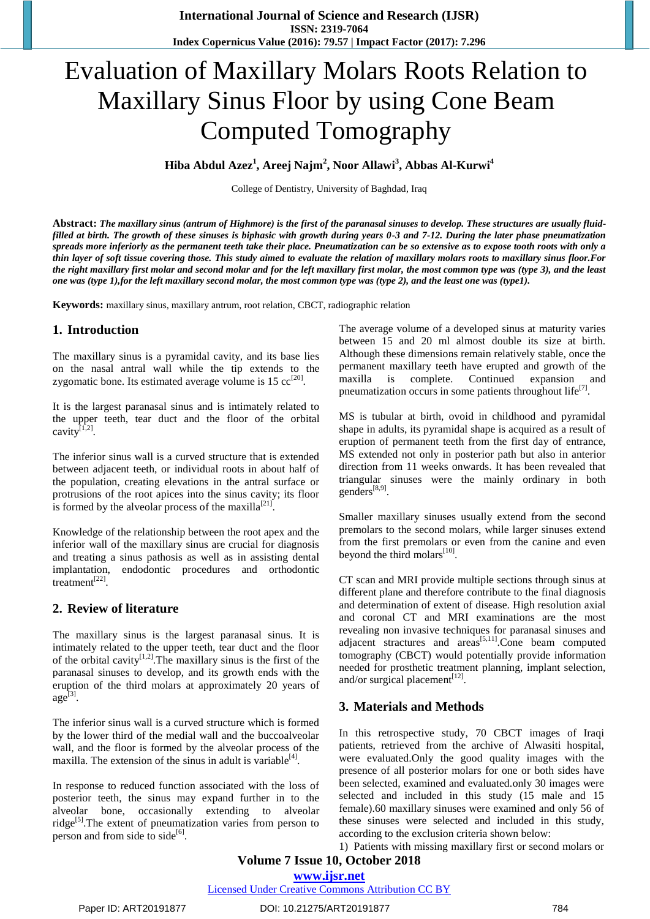# Evaluation of Maxillary Molars Roots Relation to Maxillary Sinus Floor by using Cone Beam Computed Tomography

**Hiba Abdul Azez[1], Areej Najm[2], Noor Allawi[3], Abbas Al-Kurwi[4]**

College of Dentistry, University of Baghdad, Iraq

**Abstract:** ***The maxillary sinus (antrum of Highmore) is the first of the paranasal sinuses to develop. These structures are usually fluid-filled at birth. The growth of these sinuses is biphasic with growth during years 0-3 and 7-12. During the later phase pneumatization spreads more inferiorly as the permanent teeth take their place. Pneumatization can be so extensive as to expose tooth roots with only a thin layer of soft tissue covering those. This study aimed to evaluate the relation of maxillary molars roots to maxillary sinus floor.For the right maxillary first molar and second molar and for the left maxillary first molar, the most common type was (type 3), and the least one was (type 1),for the left maxillary second molar, the most common type was (type 2), and the least one was (type1).***

**Keywords:** maxillary sinus, maxillary antrum, root relation, CBCT, radiographic relation

## 1. Introduction

The maxillary sinus is a pyramidal cavity, and its base lies on the nasal antral wall while the tip extends to the zygomatic bone. Its estimated average volume is 15 cc[20].

It is the largest paranasal sinus and is intimately related to the upper teeth, tear duct and the floor of the orbital cavity[1,2].

The inferior sinus wall is a curved structure that is extended between adjacent teeth, or individual roots in about half of the population, creating elevations in the antral surface or protrusions of the root apices into the sinus cavity; its floor is formed by the alveolar process of the maxilla[21].

Knowledge of the relationship between the root apex and the inferior wall of the maxillary sinus are crucial for diagnosis and treating a sinus pathosis as well as in assisting dental implantation, endodontic procedures and orthodontic treatment[22].

## 2. Review of literature

The maxillary sinus is the largest paranasal sinus. It is intimately related to the upper teeth, tear duct and the floor of the orbital cavity[1,2].The maxillary sinus is the first of the paranasal sinuses to develop, and its growth ends with the eruption of the third molars at approximately 20 years of age[3].

The inferior sinus wall is a curved structure which is formed by the lower third of the medial wall and the buccoalveolar wall, and the floor is formed by the alveolar process of the maxilla. The extension of the sinus in adult is variable[4].

In response to reduced function associated with the loss of posterior teeth, the sinus may expand further in to the alveolar bone, occasionally extending to alveolar ridge[5].The extent of pneumatization varies from person to person and from side to side[6].

The average volume of a developed sinus at maturity varies between 15 and 20 ml almost double its size at birth. Although these dimensions remain relatively stable, once the permanent maxillary teeth have erupted and growth of the maxilla is complete. Continued expansion and pneumatization occurs in some patients throughout life[7].

MS is tubular at birth, ovoid in childhood and pyramidal shape in adults, its pyramidal shape is acquired as a result of eruption of permanent teeth from the first day of entrance, MS extended not only in posterior path but also in anterior direction from 11 weeks onwards. It has been revealed that triangular sinuses were the mainly ordinary in both genders[8,9].

Smaller maxillary sinuses usually extend from the second premolars to the second molars, while larger sinuses extend from the first premolars or even from the canine and even beyond the third molars[10].

CT scan and MRI provide multiple sections through sinus at different plane and therefore contribute to the final diagnosis and determination of extent of disease. High resolution axial and coronal CT and MRI examinations are the most revealing non invasive techniques for paranasal sinuses and adjacent structures and areas[5,11].Cone beam computed tomography would potentially provide information needed for prosthetic treatment planning, implant selection, and/or surgical placement[12].

## 3. Materials and Methods

In this retrospective study, 70 CBCT images of Iraqi patients, retrieved from the archive of Alwasiti hospital, were evaluated.Only the good quality images with the presence of all posterior molars for one or both sides have been selected, examined and evaluated.only 30 images were selected and included in this study (15 male and 15 female).60 maxillary sinuses were examined and only 56 of these sinuses were selected and included in this study, according to the exclusion criteria shown below:

1) Patients with missing maxillary first or second molars or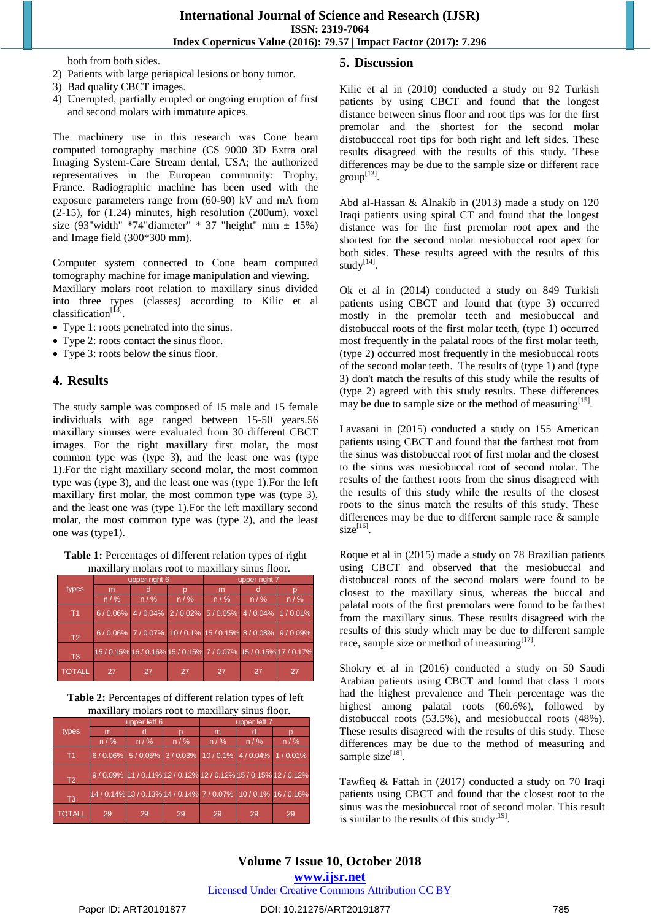both from both sides.
2) Patients with large periapical lesions or bony tumor.
3) Bad quality CBCT images.
4) Unerupted, partially erupted or ongoing eruption of first and second molars with immature apices.

The machinery use in this research was Cone beam computed tomography machine (CS 9000 3D Extra oral Imaging System-Care Stream dental, USA; the authorized representatives in the European community: Trophy, France. Radiographic machine has been used with the exposure parameters range from (60-90) kV and mA from (2-15), for (1.24) minutes, high resolution (200um), voxel size (93"width" *74"diameter" * 37 "height" mm ± 15%) and Image field (300*300 mm).

Computer system connected to Cone beam computed tomography machine for image manipulation and viewing.
Maxillary molars root relation to maxillary sinus divided into three types (classes) according to Kilic et al classification[13].

- Type 1: roots penetrated into the sinus.
- Type 2: roots contact the sinus floor.
- Type 3: roots below the sinus floor.

## 4. Results

The study sample was composed of 15 male and 15 female individuals with age ranged between 15-50 years.56 maxillary sinuses were evaluated from 30 different CBCT images. For the right maxillary first molar, the most common type was (type 3), and the least one was (type 1).For the right maxillary second molar, the most common type was (type 3), and the least one was (type 1).For the left maxillary first molar, the most common type was (type 3), and the least one was (type 1).For the left maxillary second molar, the most common type was (type 2), and the least one was (type1).

**Table 1:** Percentages of different relation types of right maxillary molars root to maxillary sinus floor.

| types | upper right 6 | | | upper right 7 | | |
|---|---|---|---|---|---|---|
| | m | d | p | m | d | p |
| | n / % | n / % | n / % | n / % | n / % | n / % |
| T1 | 6 / 0.06% | 4 / 0.04% | 2 / 0.02% | 5 / 0.05% | 4 / 0.04% | 1 / 0.01% |
| T2 | 6 / 0.06% | 7 / 0.07% | 10 / 0.1% | 15 / 0.15% | 8 / 0.08% | 9 / 0.09% |
| T3 | 15 / 0.15% | 16 / 0.16% | 15 / 0.15% | 7 / 0.07% | 15 / 0.15% | 17 / 0.17% |
| TOTALL | 27 | 27 | 27 | 27 | 27 | 27 |

**Table 2:** Percentages of different relation types of left maxillary molars root to maxillary sinus floor.

| types | upper left 6 | | | upper left 7 | | |
|---|---|---|---|---|---|---|
| | m | d | p | m | d | p |
| | n / % | n / % | n / % | n / % | n / % | n / % |
| T1 | 6 / 0.06% | 5 / 0.05% | 3 / 0.03% | 10 / 0.1% | 4 / 0.04% | 1 / 0.01% |
| T2 | 9 / 0.09% | 11 / 0.11% | 12 / 0.12% | 12 / 0.12% | 15 / 0.15% | 12 / 0.12% |
| T3 | 14 / 0.14% | 13 / 0.13% | 14 / 0.14% | 7 / 0.07% | 10 / 0.1% | 16 / 0.16% |
| TOTALL | 29 | 29 | 29 | 29 | 29 | 29 |

## 5. Discussion

Kilic et al in (2010) conducted a study on 92 Turkish patients by using CBCT and found that the longest distance between sinus floor and root tips was for the first premolar and the shortest for the second molar distobucccal root tips for both right and left sides. These results disagreed with the results of this study. These differences may be due to the sample size or different race group[13].

Abd al-Hassan & Alnakib in (2013) made a study on 120 Iraqi patients using spiral CT and found that the longest distance was for the first premolar root apex and the shortest for the second molar mesiobuccal root apex for both sides. These results agreed with the results of this study[14].

Ok et al in (2014) conducted a study on 849 Turkish patients using CBCT and found that (type 3) occurred mostly in the premolar teeth and mesiobuccal and distobuccal roots of the first molar teeth, (type 1) occurred most frequently in the palatal roots of the first molar teeth, (type 2) occurred most frequently in the mesiobuccal roots of the second molar teeth. The results of (type 1) and (type 3) don't match the results of this study while the results of (type 2) agreed with this study results. These differences may be due to sample size or the method of measuring[15].

Lavasani in (2015) conducted a study on 155 American patients using CBCT and found that the farthest root from the sinus was distobuccal root of first molar and the closest to the sinus was mesiobuccal root of second molar. The results of the farthest roots from the sinus disagreed with the results of this study while the results of the closest roots to the sinus match the results of this study. These differences may be due to different sample race & sample size[16].

Roque et al in (2015) made a study on 78 Brazilian patients using CBCT and observed that the mesiobuccal and distobuccal roots of the second molars were found to be closest to the maxillary sinus, whereas the buccal and palatal roots of the first premolars were found to be farthest from the maxillary sinus. These results disagreed with the results of this study which may be due to different sample race, sample size or method of measuring[17].

Shokry et al in (2016) conducted a study on 50 Saudi Arabian patients using CBCT and found that class 1 roots had the highest prevalence and Their percentage was the highest among palatal roots (60.6%), followed by distobuccal roots (53.5%), and mesiobuccal roots (48%). These results disagreed with the results of this study. These differences may be due to the method of measuring and sample size[18].

Tawfieq & Fattah in (2017) conducted a study on 70 Iraqi patients using CBCT and found that the closest root to the sinus was the mesiobuccal root of second molar. This result is similar to the results of this study[19].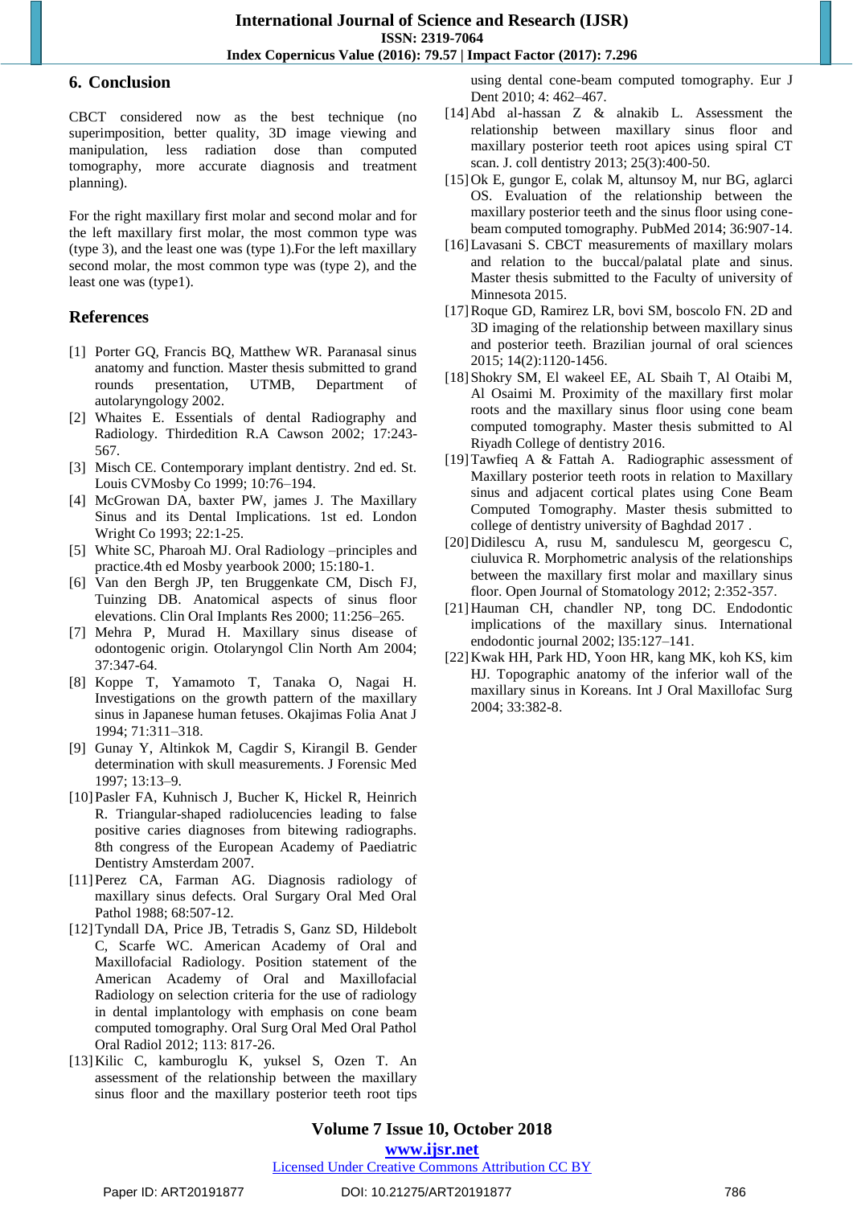## 6. Conclusion

CBCT considered now as the best technique (no superimposition, better quality, 3D image viewing and manipulation, less radiation dose than computed tomography, more accurate diagnosis and treatment planning).

For the right maxillary first molar and second molar and for the left maxillary first molar, the most common type was (type 3), and the least one was (type 1).For the left maxillary second molar, the most common type was (type 2), and the least one was (type1).

## References

[1] Porter GQ, Francis BQ, Matthew WR. Paranasal sinus anatomy and function. Master thesis submitted to grand rounds presentation, UTMB, Department of autolaryngology 2002.

[2] Whaites E. Essentials of dental Radiography and Radiology. Thirdedition R.A Cawson 2002; 17:243-567.

[3] Misch CE. Contemporary implant dentistry. 2nd ed. St. Louis CVMosby Co 1999; 10:76–194.

[4] McGrowan DA, baxter PW, james J. The Maxillary Sinus and its Dental Implications. 1st ed. London Wright Co 1993; 22:1-25.

[5] White SC, Pharoah MJ. Oral Radiology –principles and practice.4th ed Mosby yearbook 2000; 15:180-1.

[6] Van den Bergh JP, ten Bruggenkate CM, Disch FJ, Tuinzing DB. Anatomical aspects of sinus floor elevations. Clin Oral Implants Res 2000; 11:256–265.

[7] Mehra P, Murad H. Maxillary sinus disease of odontogenic origin. Otolaryngol Clin North Am 2004; 37:347-64.

[8] Koppe T, Yamamoto T, Tanaka O, Nagai H. Investigations on the growth pattern of the maxillary sinus in Japanese human fetuses. Okajimas Folia Anat J 1994; 71:311–318.

[9] Gunay Y, Altinkok M, Cagdir S, Kirangil B. Gender determination with skull measurements. J Forensic Med 1997; 13:13–9.

[10] Pasler FA, Kuhnisch J, Bucher K, Hickel R, Heinrich R. Triangular-shaped radiolucencies leading to false positive caries diagnoses from bitewing radiographs. 8th congress of the European Academy of Paediatric Dentistry Amsterdam 2007.

[11] Perez CA, Farman AG. Diagnosis radiology of maxillary sinus defects. Oral Surgery Oral Med Oral Pathol 1988; 68:507-12.

[12] Tyndall DA, Price JB, Tetradis S, Ganz SD, Hildebolt C, Scarfe WC. American Academy of Oral and Maxillofacial Radiology. Position statement of the American Academy of Oral and Maxillofacial Radiology on selection criteria for the use of radiology in dental implantology with emphasis on cone beam computed tomography. Oral Surg Oral Med Oral Pathol Oral Radiol 2012; 113: 817-26.

[13] Kilic C, kamburoglu K, yuksel S, Ozen T. An assessment of the relationship between the maxillary sinus floor and the maxillary posterior teeth root tips using dental cone-beam computed tomography. Eur J Dent 2010; 4: 462–467.

[14] Abd al-hassan Z & alnakib L. Assessment the relationship between maxillary sinus floor and maxillary posterior teeth root apices using spiral CT scan. J. coll dentistry 2013; 25(3):400-50.

[15] Ok E, gungor E, colak M, altunsoy M, nur BG, aglarci OS. Evaluation of the relationship between the maxillary posterior teeth and the sinus floor using cone-beam computed tomography. PubMed 2014; 36:907-14.

[16] Lavasani S. CBCT measurements of maxillary molars and relation to the buccal/palatal plate and sinus. Master thesis submitted to the Faculty of university of Minnesota 2015.

[17] Roque GD, Ramirez LR, bovi SM, boscolo FN. 2D and 3D imaging of the relationship between maxillary sinus and posterior teeth. Brazilian journal of oral sciences 2015; 14(2):1120-1456.

[18] Shokry SM, El wakeel EE, AL Sbaih T, Al Otaibi M, Al Osaimi M. Proximity of the maxillary first molar roots and the maxillary sinus floor using cone beam computed tomography. Master thesis submitted to Al Riyadh College of dentistry 2016.

[19] Tawfieq A & Fattah A. Radiographic assessment of Maxillary posterior teeth roots in relation to Maxillary sinus and adjacent cortical plates using Cone Beam Computed Tomography. Master thesis submitted to college of dentistry university of Baghdad 2017 .

[20] Didilescu A, rusu M, sandulescu M, georgescu C, ciuluvica R. Morphometric analysis of the relationships between the maxillary first molar and maxillary sinus floor. Open Journal of Stomatology 2012; 2:352-357.

[21] Hauman CH, chandler NP, tong DC. Endodontic implications of the maxillary sinus. International endodontic journal 2002; l35:127–141.

[22] Kwak HH, Park HD, Yoon HR, kang MK, koh KS, kim HJ. Topographic anatomy of the inferior wall of the maxillary sinus in Koreans. Int J Oral Maxillofac Surg 2004; 33:382-8.